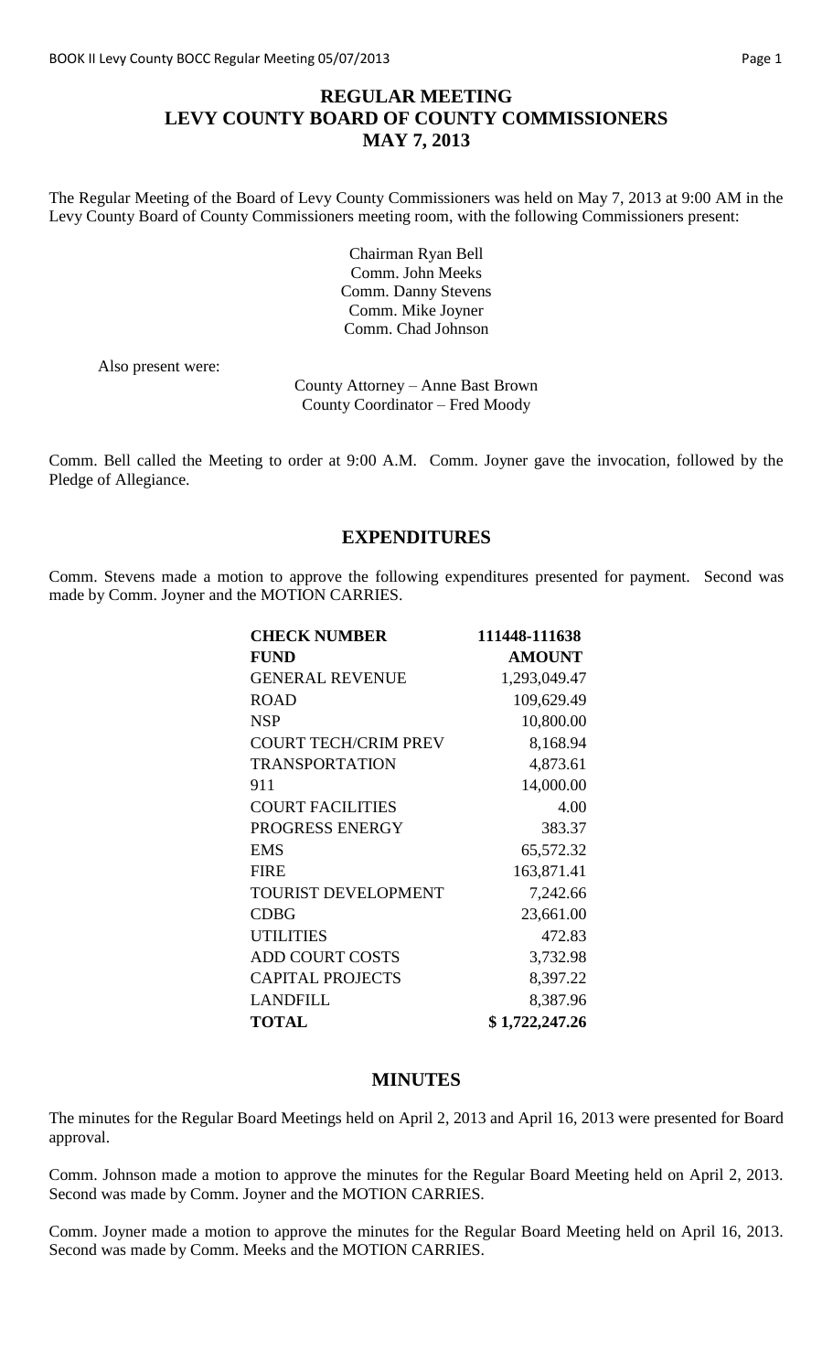# REGULAR MEETING
# LEVY COUNTY BOARD OF COUNTY COMMISSIONERS
# MAY 7, 2013

The Regular Meeting of the Board of Levy County Commissioners was held on May 7, 2013 at 9:00 AM in the Levy County Board of County Commissioners meeting room, with the following Commissioners present:

Chairman Ryan Bell
Comm. John Meeks
Comm. Danny Stevens
Comm. Mike Joyner
Comm. Chad Johnson

Also present were:

County Attorney – Anne Bast Brown
County Coordinator – Fred Moody

Comm. Bell called the Meeting to order at 9:00 A.M. Comm. Joyner gave the invocation, followed by the Pledge of Allegiance.

## EXPENDITURES

Comm. Stevens made a motion to approve the following expenditures presented for payment. Second was made by Comm. Joyner and the MOTION CARRIES.

| **CHECK NUMBER** | **111448-111638** |
|---|---|
| **FUND** | **AMOUNT** |
| GENERAL REVENUE | 1,293,049.47 |
| ROAD | 109,629.49 |
| NSP | 10,800.00 |
| COURT TECH/CRIM PREV | 8,168.94 |
| TRANSPORTATION | 4,873.61 |
| 911 | 14,000.00 |
| COURT FACILITIES | 4.00 |
| PROGRESS ENERGY | 383.37 |
| EMS | 65,572.32 |
| FIRE | 163,871.41 |
| TOURIST DEVELOPMENT | 7,242.66 |
| CDBG | 23,661.00 |
| UTILITIES | 472.83 |
| ADD COURT COSTS | 3,732.98 |
| CAPITAL PROJECTS | 8,397.22 |
| LANDFILL | 8,387.96 |
| **TOTAL** | **$ 1,722,247.26** |

## MINUTES

The minutes for the Regular Board Meetings held on April 2, 2013 and April 16, 2013 were presented for Board approval.

Comm. Johnson made a motion to approve the minutes for the Regular Board Meeting held on April 2, 2013. Second was made by Comm. Joyner and the MOTION CARRIES.

Comm. Joyner made a motion to approve the minutes for the Regular Board Meeting held on April 16, 2013. Second was made by Comm. Meeks and the MOTION CARRIES.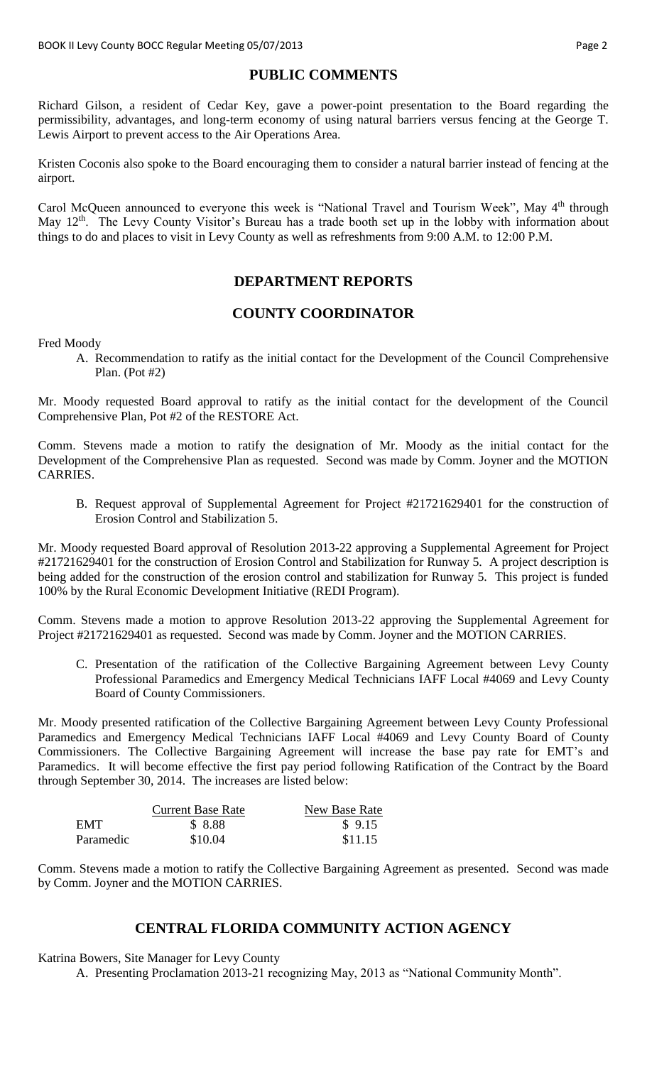## PUBLIC COMMENTS

Richard Gilson, a resident of Cedar Key, gave a power-point presentation to the Board regarding the permissibility, advantages, and long-term economy of using natural barriers versus fencing at the George T. Lewis Airport to prevent access to the Air Operations Area.

Kristen Coconis also spoke to the Board encouraging them to consider a natural barrier instead of fencing at the airport.

Carol McQueen announced to everyone this week is "National Travel and Tourism Week", May 4th through May 12th. The Levy County Visitor's Bureau has a trade booth set up in the lobby with information about things to do and places to visit in Levy County as well as refreshments from 9:00 A.M. to 12:00 P.M.

## DEPARTMENT REPORTS

## COUNTY COORDINATOR

Fred Moody

A. Recommendation to ratify as the initial contact for the Development of the Council Comprehensive Plan. (Pot #2)

Mr. Moody requested Board approval to ratify as the initial contact for the development of the Council Comprehensive Plan, Pot #2 of the RESTORE Act.

Comm. Stevens made a motion to ratify the designation of Mr. Moody as the initial contact for the Development of the Comprehensive Plan as requested. Second was made by Comm. Joyner and the MOTION CARRIES.

B. Request approval of Supplemental Agreement for Project #21721629401 for the construction of Erosion Control and Stabilization 5.

Mr. Moody requested Board approval of Resolution 2013-22 approving a Supplemental Agreement for Project #21721629401 for the construction of Erosion Control and Stabilization for Runway 5. A project description is being added for the construction of the erosion control and stabilization for Runway 5. This project is funded 100% by the Rural Economic Development Initiative (REDI Program).

Comm. Stevens made a motion to approve Resolution 2013-22 approving the Supplemental Agreement for Project #21721629401 as requested. Second was made by Comm. Joyner and the MOTION CARRIES.

C. Presentation of the ratification of the Collective Bargaining Agreement between Levy County Professional Paramedics and Emergency Medical Technicians IAFF Local #4069 and Levy County Board of County Commissioners.

Mr. Moody presented ratification of the Collective Bargaining Agreement between Levy County Professional Paramedics and Emergency Medical Technicians IAFF Local #4069 and Levy County Board of County Commissioners. The Collective Bargaining Agreement will increase the base pay rate for EMT's and Paramedics. It will become effective the first pay period following Ratification of the Contract by the Board through September 30, 2014. The increases are listed below:

| | Current Base Rate | New Base Rate |
|---|---|---|
| EMT | $ 8.88 | $ 9.15 |
| Paramedic | $10.04 | $11.15 |

Comm. Stevens made a motion to ratify the Collective Bargaining Agreement as presented. Second was made by Comm. Joyner and the MOTION CARRIES.

## CENTRAL FLORIDA COMMUNITY ACTION AGENCY

Katrina Bowers, Site Manager for Levy County

A. Presenting Proclamation 2013-21 recognizing May, 2013 as "National Community Month".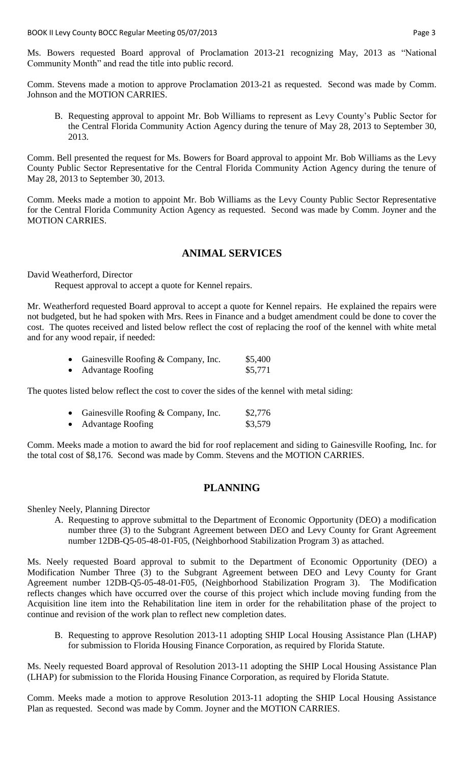Ms. Bowers requested Board approval of Proclamation 2013-21 recognizing May, 2013 as "National Community Month" and read the title into public record.

Comm. Stevens made a motion to approve Proclamation 2013-21 as requested. Second was made by Comm. Johnson and the MOTION CARRIES.

B. Requesting approval to appoint Mr. Bob Williams to represent as Levy County's Public Sector for the Central Florida Community Action Agency during the tenure of May 28, 2013 to September 30, 2013.

Comm. Bell presented the request for Ms. Bowers for Board approval to appoint Mr. Bob Williams as the Levy County Public Sector Representative for the Central Florida Community Action Agency during the tenure of May 28, 2013 to September 30, 2013.

Comm. Meeks made a motion to appoint Mr. Bob Williams as the Levy County Public Sector Representative for the Central Florida Community Action Agency as requested. Second was made by Comm. Joyner and the MOTION CARRIES.

## ANIMAL SERVICES

David Weatherford, Director

Request approval to accept a quote for Kennel repairs.

Mr. Weatherford requested Board approval to accept a quote for Kennel repairs. He explained the repairs were not budgeted, but he had spoken with Mrs. Rees in Finance and a budget amendment could be done to cover the cost. The quotes received and listed below reflect the cost of replacing the roof of the kennel with white metal and for any wood repair, if needed:

- Gainesville Roofing & Company, Inc. $5,400
- Advantage Roofing $5,771

The quotes listed below reflect the cost to cover the sides of the kennel with metal siding:

- Gainesville Roofing & Company, Inc. $2,776
- Advantage Roofing $3,579

Comm. Meeks made a motion to award the bid for roof replacement and siding to Gainesville Roofing, Inc. for the total cost of $8,176. Second was made by Comm. Stevens and the MOTION CARRIES.

## PLANNING

Shenley Neely, Planning Director

A. Requesting to approve submittal to the Department of Economic Opportunity (DEO) a modification number three (3) to the Subgrant Agreement between DEO and Levy County for Grant Agreement number 12DB-Q5-05-48-01-F05, (Neighborhood Stabilization Program 3) as attached.

Ms. Neely requested Board approval to submit to the Department of Economic Opportunity (DEO) a Modification Number Three (3) to the Subgrant Agreement between DEO and Levy County for Grant Agreement number 12DB-Q5-05-48-01-F05, (Neighborhood Stabilization Program 3). The Modification reflects changes which have occurred over the course of this project which include moving funding from the Acquisition line item into the Rehabilitation line item in order for the rehabilitation phase of the project to continue and revision of the work plan to reflect new completion dates.

B. Requesting to approve Resolution 2013-11 adopting SHIP Local Housing Assistance Plan (LHAP) for submission to Florida Housing Finance Corporation, as required by Florida Statute.

Ms. Neely requested Board approval of Resolution 2013-11 adopting the SHIP Local Housing Assistance Plan (LHAP) for submission to the Florida Housing Finance Corporation, as required by Florida Statute.

Comm. Meeks made a motion to approve Resolution 2013-11 adopting the SHIP Local Housing Assistance Plan as requested. Second was made by Comm. Joyner and the MOTION CARRIES.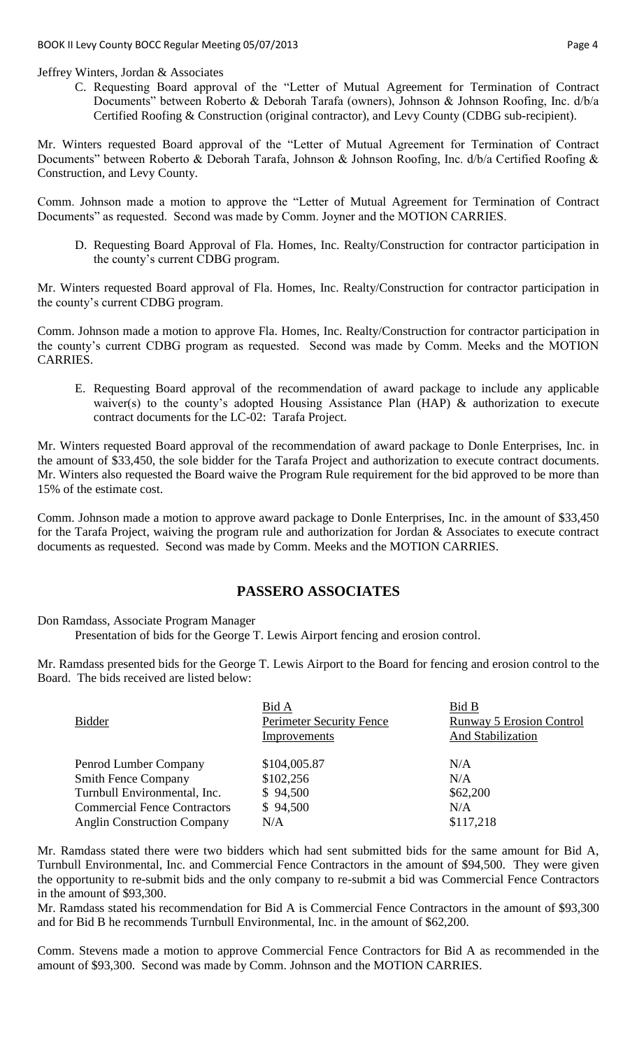Jeffrey Winters, Jordan & Associates

C. Requesting Board approval of the "Letter of Mutual Agreement for Termination of Contract Documents" between Roberto & Deborah Tarafa (owners), Johnson & Johnson Roofing, Inc. d/b/a Certified Roofing & Construction (original contractor), and Levy County (CDBG sub-recipient).

Mr. Winters requested Board approval of the "Letter of Mutual Agreement for Termination of Contract Documents" between Roberto & Deborah Tarafa, Johnson & Johnson Roofing, Inc. d/b/a Certified Roofing & Construction, and Levy County.

Comm. Johnson made a motion to approve the "Letter of Mutual Agreement for Termination of Contract Documents" as requested. Second was made by Comm. Joyner and the MOTION CARRIES.

D. Requesting Board Approval of Fla. Homes, Inc. Realty/Construction for contractor participation in the county's current CDBG program.

Mr. Winters requested Board approval of Fla. Homes, Inc. Realty/Construction for contractor participation in the county's current CDBG program.

Comm. Johnson made a motion to approve Fla. Homes, Inc. Realty/Construction for contractor participation in the county's current CDBG program as requested. Second was made by Comm. Meeks and the MOTION CARRIES.

E. Requesting Board approval of the recommendation of award package to include any applicable waiver(s) to the county's adopted Housing Assistance Plan (HAP) & authorization to execute contract documents for the LC-02: Tarafa Project.

Mr. Winters requested Board approval of the recommendation of award package to Donle Enterprises, Inc. in the amount of $33,450, the sole bidder for the Tarafa Project and authorization to execute contract documents. Mr. Winters also requested the Board waive the Program Rule requirement for the bid approved to be more than 15% of the estimate cost.

Comm. Johnson made a motion to approve award package to Donle Enterprises, Inc. in the amount of $33,450 for the Tarafa Project, waiving the program rule and authorization for Jordan & Associates to execute contract documents as requested. Second was made by Comm. Meeks and the MOTION CARRIES.

## PASSERO ASSOCIATES

Don Ramdass, Associate Program Manager

Presentation of bids for the George T. Lewis Airport fencing and erosion control.

Mr. Ramdass presented bids for the George T. Lewis Airport to the Board for fencing and erosion control to the Board. The bids received are listed below:

| Bidder | Bid A Perimeter Security Fence Improvements | Bid B Runway 5 Erosion Control And Stabilization |
|---|---|---|
| Penrod Lumber Company | $104,005.87 | N/A |
| Smith Fence Company | $102,256 | N/A |
| Turnbull Environmental, Inc. | $ 94,500 | $62,200 |
| Commercial Fence Contractors | $ 94,500 | N/A |
| Anglin Construction Company | N/A | $117,218 |

Mr. Ramdass stated there were two bidders which had sent submitted bids for the same amount for Bid A, Turnbull Environmental, Inc. and Commercial Fence Contractors in the amount of $94,500. They were given the opportunity to re-submit bids and the only company to re-submit a bid was Commercial Fence Contractors in the amount of $93,300.

Mr. Ramdass stated his recommendation for Bid A is Commercial Fence Contractors in the amount of $93,300 and for Bid B he recommends Turnbull Environmental, Inc. in the amount of $62,200.

Comm. Stevens made a motion to approve Commercial Fence Contractors for Bid A as recommended in the amount of $93,300. Second was made by Comm. Johnson and the MOTION CARRIES.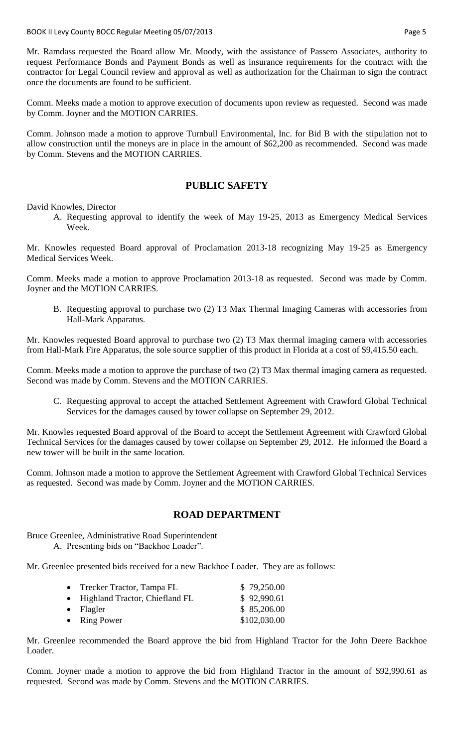Mr. Ramdass requested the Board allow Mr. Moody, with the assistance of Passero Associates, authority to request Performance Bonds and Payment Bonds as well as insurance requirements for the contract with the contractor for Legal Council review and approval as well as authorization for the Chairman to sign the contract once the documents are found to be sufficient.

Comm. Meeks made a motion to approve execution of documents upon review as requested. Second was made by Comm. Joyner and the MOTION CARRIES.

Comm. Johnson made a motion to approve Turnbull Environmental, Inc. for Bid B with the stipulation not to allow construction until the moneys are in place in the amount of $62,200 as recommended. Second was made by Comm. Stevens and the MOTION CARRIES.

## PUBLIC SAFETY

David Knowles, Director

A. Requesting approval to identify the week of May 19-25, 2013 as Emergency Medical Services Week.

Mr. Knowles requested Board approval of Proclamation 2013-18 recognizing May 19-25 as Emergency Medical Services Week.

Comm. Meeks made a motion to approve Proclamation 2013-18 as requested. Second was made by Comm. Joyner and the MOTION CARRIES.

B. Requesting approval to purchase two (2) T3 Max Thermal Imaging Cameras with accessories from Hall-Mark Apparatus.

Mr. Knowles requested Board approval to purchase two (2) T3 Max thermal imaging camera with accessories from Hall-Mark Fire Apparatus, the sole source supplier of this product in Florida at a cost of $9,415.50 each.

Comm. Meeks made a motion to approve the purchase of two (2) T3 Max thermal imaging camera as requested. Second was made by Comm. Stevens and the MOTION CARRIES.

C. Requesting approval to accept the attached Settlement Agreement with Crawford Global Technical Services for the damages caused by tower collapse on September 29, 2012.

Mr. Knowles requested Board approval of the Board to accept the Settlement Agreement with Crawford Global Technical Services for the damages caused by tower collapse on September 29, 2012. He informed the Board a new tower will be built in the same location.

Comm. Johnson made a motion to approve the Settlement Agreement with Crawford Global Technical Services as requested. Second was made by Comm. Joyner and the MOTION CARRIES.

## ROAD DEPARTMENT

Bruce Greenlee, Administrative Road Superintendent

A. Presenting bids on "Backhoe Loader".

Mr. Greenlee presented bids received for a new Backhoe Loader. They are as follows:

- Trecker Tractor, Tampa FL $ 79,250.00
- Highland Tractor, Chiefland FL $ 92,990.61
- Flagler $ 85,206.00
- Ring Power $102,030.00

Mr. Greenlee recommended the Board approve the bid from Highland Tractor for the John Deere Backhoe Loader.

Comm. Joyner made a motion to approve the bid from Highland Tractor in the amount of $92,990.61 as requested. Second was made by Comm. Stevens and the MOTION CARRIES.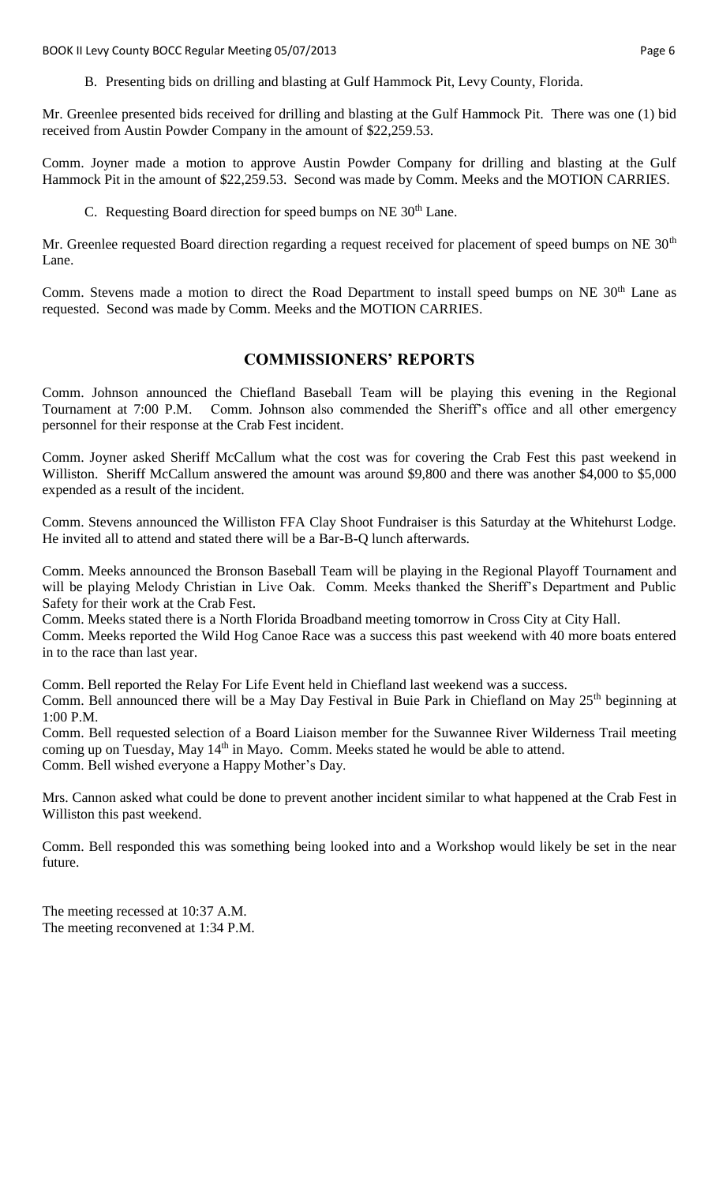B. Presenting bids on drilling and blasting at Gulf Hammock Pit, Levy County, Florida.

Mr. Greenlee presented bids received for drilling and blasting at the Gulf Hammock Pit. There was one (1) bid received from Austin Powder Company in the amount of $22,259.53.

Comm. Joyner made a motion to approve Austin Powder Company for drilling and blasting at the Gulf Hammock Pit in the amount of $22,259.53. Second was made by Comm. Meeks and the MOTION CARRIES.

C. Requesting Board direction for speed bumps on NE 30th Lane.

Mr. Greenlee requested Board direction regarding a request received for placement of speed bumps on NE 30th Lane.

Comm. Stevens made a motion to direct the Road Department to install speed bumps on NE 30th Lane as requested. Second was made by Comm. Meeks and the MOTION CARRIES.

## COMMISSIONERS' REPORTS

Comm. Johnson announced the Chiefland Baseball Team will be playing this evening in the Regional Tournament at 7:00 P.M. Comm. Johnson also commended the Sheriff's office and all other emergency personnel for their response at the Crab Fest incident.

Comm. Joyner asked Sheriff McCallum what the cost was for covering the Crab Fest this past weekend in Williston. Sheriff McCallum answered the amount was around $9,800 and there was another $4,000 to $5,000 expended as a result of the incident.

Comm. Stevens announced the Williston FFA Clay Shoot Fundraiser is this Saturday at the Whitehurst Lodge. He invited all to attend and stated there will be a Bar-B-Q lunch afterwards.

Comm. Meeks announced the Bronson Baseball Team will be playing in the Regional Playoff Tournament and will be playing Melody Christian in Live Oak. Comm. Meeks thanked the Sheriff's Department and Public Safety for their work at the Crab Fest.
Comm. Meeks stated there is a North Florida Broadband meeting tomorrow in Cross City at City Hall.
Comm. Meeks reported the Wild Hog Canoe Race was a success this past weekend with 40 more boats entered in to the race than last year.

Comm. Bell reported the Relay For Life Event held in Chiefland last weekend was a success.
Comm. Bell announced there will be a May Day Festival in Buie Park in Chiefland on May 25th beginning at 1:00 P.M.
Comm. Bell requested selection of a Board Liaison member for the Suwannee River Wilderness Trail meeting coming up on Tuesday, May 14th in Mayo. Comm. Meeks stated he would be able to attend.
Comm. Bell wished everyone a Happy Mother's Day.

Mrs. Cannon asked what could be done to prevent another incident similar to what happened at the Crab Fest in Williston this past weekend.

Comm. Bell responded this was something being looked into and a Workshop would likely be set in the near future.

The meeting recessed at 10:37 A.M.
The meeting reconvened at 1:34 P.M.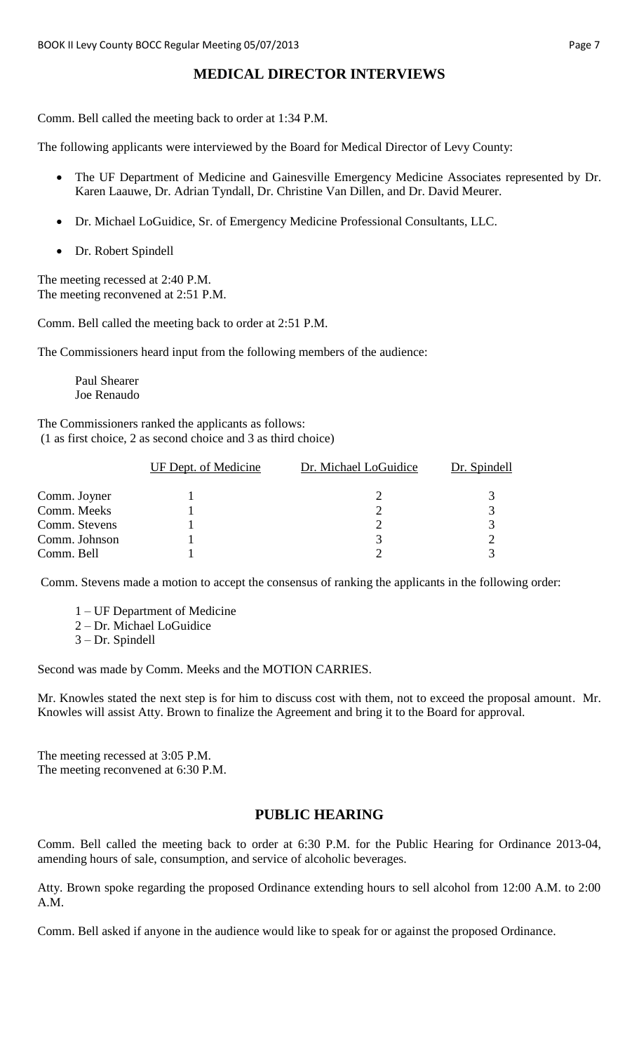## MEDICAL DIRECTOR INTERVIEWS

Comm. Bell called the meeting back to order at 1:34 P.M.

The following applicants were interviewed by the Board for Medical Director of Levy County:

- The UF Department of Medicine and Gainesville Emergency Medicine Associates represented by Dr. Karen Laauwe, Dr. Adrian Tyndall, Dr. Christine Van Dillen, and Dr. David Meurer.
- Dr. Michael LoGuidice, Sr. of Emergency Medicine Professional Consultants, LLC.
- Dr. Robert Spindell

The meeting recessed at 2:40 P.M.
The meeting reconvened at 2:51 P.M.

Comm. Bell called the meeting back to order at 2:51 P.M.

The Commissioners heard input from the following members of the audience:

Paul Shearer
Joe Renaudo

The Commissioners ranked the applicants as follows:
(1 as first choice, 2 as second choice and 3 as third choice)

| | UF Dept. of Medicine | Dr. Michael LoGuidice | Dr. Spindell |
|---|---|---|---|
| Comm. Joyner | 1 | 2 | 3 |
| Comm. Meeks | 1 | 2 | 3 |
| Comm. Stevens | 1 | 2 | 3 |
| Comm. Johnson | 1 | 3 | 2 |
| Comm. Bell | 1 | 2 | 3 |

Comm. Stevens made a motion to accept the consensus of ranking the applicants in the following order:

1 – UF Department of Medicine
2 – Dr. Michael LoGuidice
3 – Dr. Spindell

Second was made by Comm. Meeks and the MOTION CARRIES.

Mr. Knowles stated the next step is for him to discuss cost with them, not to exceed the proposal amount. Mr. Knowles will assist Atty. Brown to finalize the Agreement and bring it to the Board for approval.

The meeting recessed at 3:05 P.M.
The meeting reconvened at 6:30 P.M.

## PUBLIC HEARING

Comm. Bell called the meeting back to order at 6:30 P.M. for the Public Hearing for Ordinance 2013-04, amending hours of sale, consumption, and service of alcoholic beverages.

Atty. Brown spoke regarding the proposed Ordinance extending hours to sell alcohol from 12:00 A.M. to 2:00 A.M.

Comm. Bell asked if anyone in the audience would like to speak for or against the proposed Ordinance.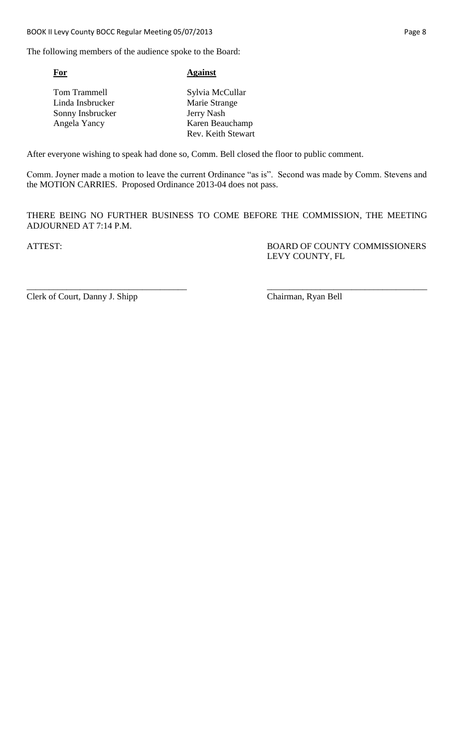The following members of the audience spoke to the Board:

| **For** | **Against** |
| --- | --- |
| Tom Trammell | Sylvia McCullar |
| Linda Insbrucker | Marie Strange |
| Sonny Insbrucker | Jerry Nash |
| Angela Yancy | Karen Beauchamp |
| | Rev. Keith Stewart |

After everyone wishing to speak had done so, Comm. Bell closed the floor to public comment.

Comm. Joyner made a motion to leave the current Ordinance "as is". Second was made by Comm. Stevens and the MOTION CARRIES. Proposed Ordinance 2013-04 does not pass.

THERE BEING NO FURTHER BUSINESS TO COME BEFORE THE COMMISSION, THE MEETING ADJOURNED AT 7:14 P.M.

ATTEST:

BOARD OF COUNTY COMMISSIONERS
LEVY COUNTY, FL

\_\_\_\_\_\_\_\_\_\_\_\_\_\_\_\_\_\_\_\_\_\_\_\_\_\_\_\_\_\_\_\_\_\_\_\_
Clerk of Court, Danny J. Shipp

\_\_\_\_\_\_\_\_\_\_\_\_\_\_\_\_\_\_\_\_\_\_\_\_\_\_\_\_\_\_\_\_\_\_\_\_
Chairman, Ryan Bell